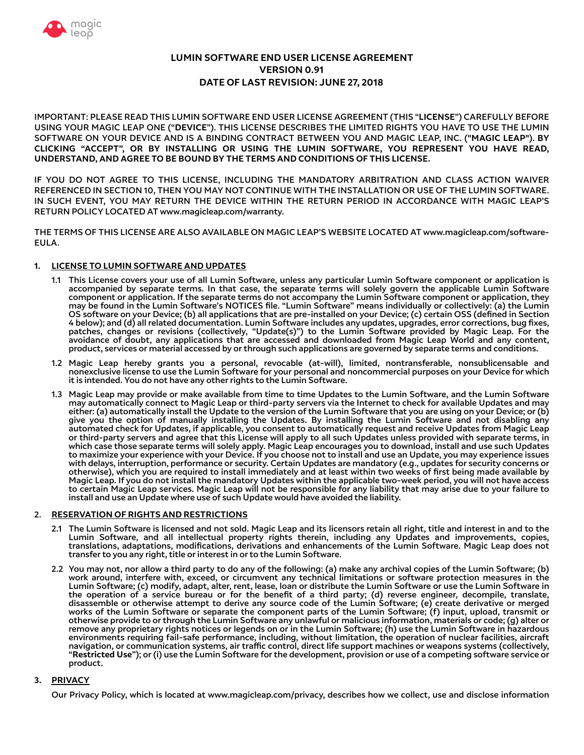# LUMIN SOFTWARE END USER LICENSE AGREEMENT
# VERSION 0.91
# DATE OF LAST REVISION: JUNE 27, 2018

IMPORTANT: PLEASE READ THIS LUMIN SOFTWARE END USER LICENSE AGREEMENT (THIS "**LICENSE**") CAREFULLY BEFORE USING YOUR MAGIC LEAP ONE ("**DEVICE**"). THIS LICENSE DESCRIBES THE LIMITED RIGHTS YOU HAVE TO USE THE LUMIN SOFTWARE ON YOUR DEVICE AND IS A BINDING CONTRACT BETWEEN YOU AND MAGIC LEAP, INC. ("**MAGIC LEAP**"). **BY CLICKING "ACCEPT", OR BY INSTALLING OR USING THE LUMIN SOFTWARE, YOU REPRESENT YOU HAVE READ, UNDERSTAND, AND AGREE TO BE BOUND BY THE TERMS AND CONDITIONS OF THIS LICENSE.**

IF YOU DO NOT AGREE TO THIS LICENSE, INCLUDING THE MANDATORY ARBITRATION AND CLASS ACTION WAIVER REFERENCED IN SECTION 10, THEN YOU MAY NOT CONTINUE WITH THE INSTALLATION OR USE OF THE LUMIN SOFTWARE. IN SUCH EVENT, YOU MAY RETURN THE DEVICE WITHIN THE RETURN PERIOD IN ACCORDANCE WITH MAGIC LEAP'S RETURN POLICY LOCATED AT www.magicleap.com/warranty.

THE TERMS OF THIS LICENSE ARE ALSO AVAILABLE ON MAGIC LEAP'S WEBSITE LOCATED AT www.magicleap.com/software-EULA.

## 1. LICENSE TO LUMIN SOFTWARE AND UPDATES

1.1 This License covers your use of all Lumin Software, unless any particular Lumin Software component or application is accompanied by separate terms. In that case, the separate terms will solely govern the applicable Lumin Software component or application. If the separate terms do not accompany the Lumin Software component or application, they may be found in the Lumin Software's NOTICES file. "Lumin Software" means individually or collectively: (a) the Lumin OS software on your Device; (b) all applications that are pre-installed on your Device; (c) certain OSS (defined in Section 4 below); and (d) all related documentation. Lumin Software includes any updates, upgrades, error corrections, bug fixes, patches, changes or revisions (collectively, "Update(s)") to the Lumin Software provided by Magic Leap. For the avoidance of doubt, any applications that are accessed and downloaded from Magic Leap World and any content, product, services or material accessed by or through such applications are governed by separate terms and conditions.

1.2 Magic Leap hereby grants you a personal, revocable (at-will), limited, nontransferable, nonsublicensable and nonexclusive license to use the Lumin Software for your personal and noncommercial purposes on your Device for which it is intended. You do not have any other rights to the Lumin Software.

1.3 Magic Leap may provide or make available from time to time Updates to the Lumin Software, and the Lumin Software may automatically connect to Magic Leap or third-party servers via the Internet to check for available Updates and may either: (a) automatically install the Update to the version of the Lumin Software that you are using on your Device; or (b) give you the option of manually installing the Updates. By installing the Lumin Software and not disabling any automated check for Updates, if applicable, you consent to automatically request and receive Updates from Magic Leap or third-party servers and agree that this License will apply to all such Updates unless provided with separate terms, in which case those separate terms will solely apply. Magic Leap encourages you to download, install and use such Updates to maximize your experience with your Device. If you choose not to install and use an Update, you may experience issues with delays, interruption, performance or security. Certain Updates are mandatory (e.g., updates for security concerns or otherwise), which you are required to install immediately and at least within two weeks of first being made available by Magic Leap. If you do not install the mandatory Updates within the applicable two-week period, you will not have access to certain Magic Leap services. Magic Leap will not be responsible for any liability that may arise due to your failure to install and use an Update where use of such Update would have avoided the liability.

## 2. RESERVATION OF RIGHTS AND RESTRICTIONS

2.1 The Lumin Software is licensed and not sold. Magic Leap and its licensors retain all right, title and interest in and to the Lumin Software, and all intellectual property rights therein, including any Updates and improvements, copies, translations, adaptations, modifications, derivations and enhancements of the Lumin Software. Magic Leap does not transfer to you any right, title or interest in or to the Lumin Software.

2.2 You may not, nor allow a third party to do any of the following: (a) make any archival copies of the Lumin Software; (b) work around, interfere with, exceed, or circumvent any technical limitations or software protection measures in the Lumin Software; (c) modify, adapt, alter, rent, lease, loan or distribute the Lumin Software or use the Lumin Software in the operation of a service bureau or for the benefit of a third party; (d) reverse engineer, decompile, translate, disassemble or otherwise attempt to derive any source code of the Lumin Software; (e) create derivative or merged works of the Lumin Software or separate the component parts of the Lumin Software; (f) input, upload, transmit or otherwise provide to or through the Lumin Software any unlawful or malicious information, materials or code; (g) alter or remove any proprietary rights notices or legends on or in the Lumin Software; (h) use the Lumin Software in hazardous environments requiring fail-safe performance, including, without limitation, the operation of nuclear facilities, aircraft navigation, or communication systems, air traffic control, direct life support machines or weapons systems (collectively, "**Restricted Use**"); or (i) use the Lumin Software for the development, provision or use of a competing software service or product.

## 3. PRIVACY

Our Privacy Policy, which is located at www.magicleap.com/privacy, describes how we collect, use and disclose information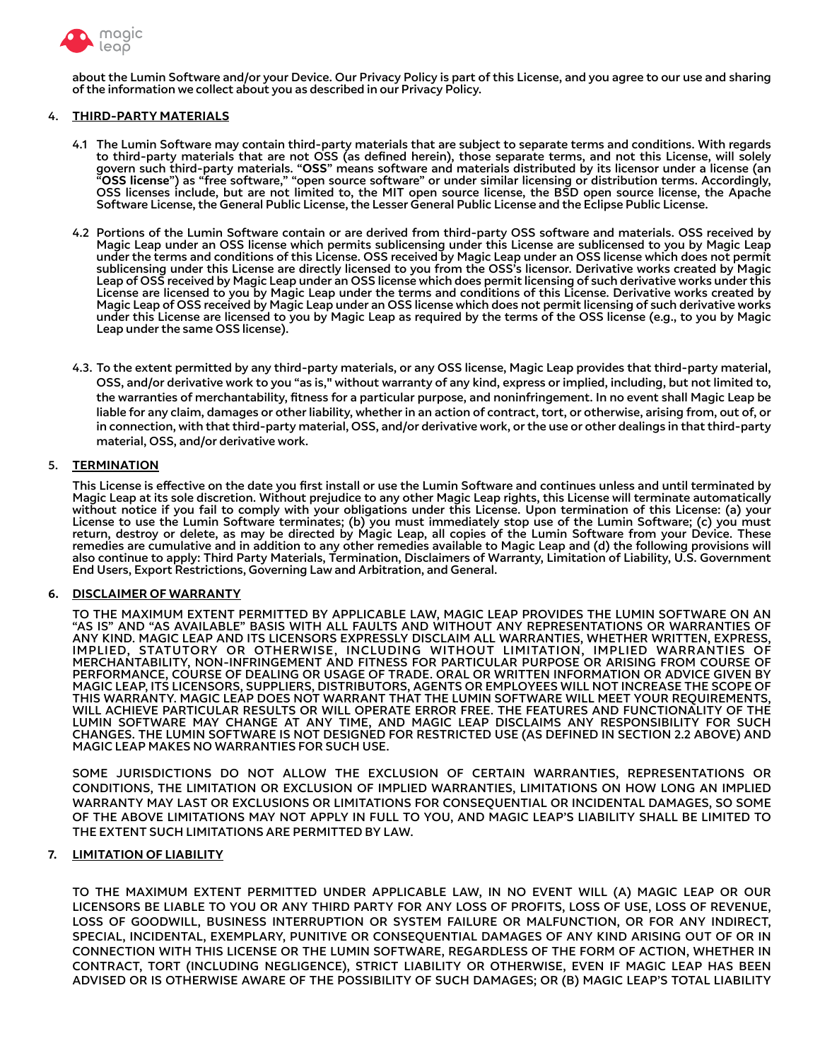about the Lumin Software and/or your Device. Our Privacy Policy is part of this License, and you agree to our use and sharing of the information we collect about you as described in our Privacy Policy.

## 4. THIRD-PARTY MATERIALS

4.1 The Lumin Software may contain third-party materials that are subject to separate terms and conditions. With regards to third-party materials that are not OSS (as defined herein), those separate terms, and not this License, will solely govern such third-party materials. "**OSS**" means software and materials distributed by its licensor under a license (an "**OSS license**") as "free software," "open source software" or under similar licensing or distribution terms. Accordingly, OSS licenses include, but are not limited to, the MIT open source license, the BSD open source license, the Apache Software License, the General Public License, the Lesser General Public License and the Eclipse Public License.

4.2 Portions of the Lumin Software contain or are derived from third-party OSS software and materials. OSS received by Magic Leap under an OSS license which permits sublicensing under this License are sublicensed to you by Magic Leap under the terms and conditions of this License. OSS received by Magic Leap under an OSS license which does not permit sublicensing under this License are directly licensed to you from the OSS's licensor. Derivative works created by Magic Leap of OSS received by Magic Leap under an OSS license which does permit licensing of such derivative works under this License are licensed to you by Magic Leap under the terms and conditions of this License. Derivative works created by Magic Leap of OSS received by Magic Leap under an OSS license which does not permit licensing of such derivative works under this License are licensed to you by Magic Leap as required by the terms of the OSS license (e.g., to you by Magic Leap under the same OSS license).

4.3. To the extent permitted by any third-party materials, or any OSS license, Magic Leap provides that third-party material, OSS, and/or derivative work to you "as is," without warranty of any kind, express or implied, including, but not limited to, the warranties of merchantability, fitness for a particular purpose, and noninfringement. In no event shall Magic Leap be liable for any claim, damages or other liability, whether in an action of contract, tort, or otherwise, arising from, out of, or in connection, with that third-party material, OSS, and/or derivative work, or the use or other dealings in that third-party material, OSS, and/or derivative work.

## 5. TERMINATION

This License is effective on the date you first install or use the Lumin Software and continues unless and until terminated by Magic Leap at its sole discretion. Without prejudice to any other Magic Leap rights, this License will terminate automatically without notice if you fail to comply with your obligations under this License. Upon termination of this License: (a) your License to use the Lumin Software terminates; (b) you must immediately stop use of the Lumin Software; (c) you must return, destroy or delete, as may be directed by Magic Leap, all copies of the Lumin Software from your Device. These remedies are cumulative and in addition to any other remedies available to Magic Leap and (d) the following provisions will also continue to apply: Third Party Materials, Termination, Disclaimers of Warranty, Limitation of Liability, U.S. Government End Users, Export Restrictions, Governing Law and Arbitration, and General.

## 6. DISCLAIMER OF WARRANTY

TO THE MAXIMUM EXTENT PERMITTED BY APPLICABLE LAW, MAGIC LEAP PROVIDES THE LUMIN SOFTWARE ON AN "AS IS" AND "AS AVAILABLE" BASIS WITH ALL FAULTS AND WITHOUT ANY REPRESENTATIONS OR WARRANTIES OF ANY KIND. MAGIC LEAP AND ITS LICENSORS EXPRESSLY DISCLAIM ALL WARRANTIES, WHETHER WRITTEN, EXPRESS, IMPLIED, STATUTORY OR OTHERWISE, INCLUDING WITHOUT LIMITATION, IMPLIED WARRANTIES OF MERCHANTABILITY, NON-INFRINGEMENT AND FITNESS FOR PARTICULAR PURPOSE OR ARISING FROM COURSE OF PERFORMANCE, COURSE OF DEALING OR USAGE OF TRADE. ORAL OR WRITTEN INFORMATION OR ADVICE GIVEN BY MAGIC LEAP, ITS LICENSORS, SUPPLIERS, DISTRIBUTORS, AGENTS OR EMPLOYEES WILL NOT INCREASE THE SCOPE OF THIS WARRANTY. MAGIC LEAP DOES NOT WARRANT THAT THE LUMIN SOFTWARE WILL MEET YOUR REQUIREMENTS, WILL ACHIEVE PARTICULAR RESULTS OR WILL OPERATE ERROR FREE. THE FEATURES AND FUNCTIONALITY OF THE LUMIN SOFTWARE MAY CHANGE AT ANY TIME, AND MAGIC LEAP DISCLAIMS ANY RESPONSIBILITY FOR SUCH CHANGES. THE LUMIN SOFTWARE IS NOT DESIGNED FOR RESTRICTED USE (AS DEFINED IN SECTION 2.2 ABOVE) AND MAGIC LEAP MAKES NO WARRANTIES FOR SUCH USE.

SOME JURISDICTIONS DO NOT ALLOW THE EXCLUSION OF CERTAIN WARRANTIES, REPRESENTATIONS OR CONDITIONS, THE LIMITATION OR EXCLUSION OF IMPLIED WARRANTIES, LIMITATIONS ON HOW LONG AN IMPLIED WARRANTY MAY LAST OR EXCLUSIONS OR LIMITATIONS FOR CONSEQUENTIAL OR INCIDENTAL DAMAGES, SO SOME OF THE ABOVE LIMITATIONS MAY NOT APPLY IN FULL TO YOU, AND MAGIC LEAP'S LIABILITY SHALL BE LIMITED TO THE EXTENT SUCH LIMITATIONS ARE PERMITTED BY LAW.

## 7. LIMITATION OF LIABILITY

TO THE MAXIMUM EXTENT PERMITTED UNDER APPLICABLE LAW, IN NO EVENT WILL (A) MAGIC LEAP OR OUR LICENSORS BE LIABLE TO YOU OR ANY THIRD PARTY FOR ANY LOSS OF PROFITS, LOSS OF USE, LOSS OF REVENUE, LOSS OF GOODWILL, BUSINESS INTERRUPTION OR SYSTEM FAILURE OR MALFUNCTION, OR FOR ANY INDIRECT, SPECIAL, INCIDENTAL, EXEMPLARY, PUNITIVE OR CONSEQUENTIAL DAMAGES OF ANY KIND ARISING OUT OF OR IN CONNECTION WITH THIS LICENSE OR THE LUMIN SOFTWARE, REGARDLESS OF THE FORM OF ACTION, WHETHER IN CONTRACT, TORT (INCLUDING NEGLIGENCE), STRICT LIABILITY OR OTHERWISE, EVEN IF MAGIC LEAP HAS BEEN ADVISED OR IS OTHERWISE AWARE OF THE POSSIBILITY OF SUCH DAMAGES; OR (B) MAGIC LEAP'S TOTAL LIABILITY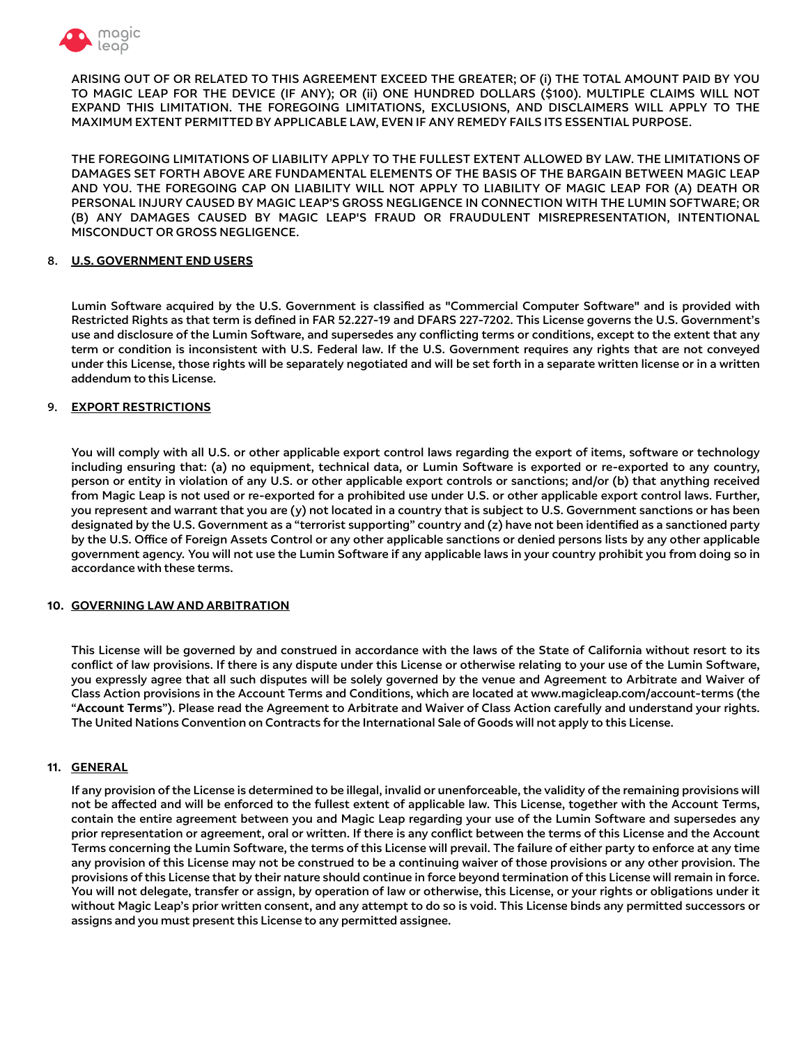ARISING OUT OF OR RELATED TO THIS AGREEMENT EXCEED THE GREATER; OF (i) THE TOTAL AMOUNT PAID BY YOU TO MAGIC LEAP FOR THE DEVICE (IF ANY); OR (ii) ONE HUNDRED DOLLARS ($100). MULTIPLE CLAIMS WILL NOT EXPAND THIS LIMITATION. THE FOREGOING LIMITATIONS, EXCLUSIONS, AND DISCLAIMERS WILL APPLY TO THE MAXIMUM EXTENT PERMITTED BY APPLICABLE LAW, EVEN IF ANY REMEDY FAILS ITS ESSENTIAL PURPOSE.

THE FOREGOING LIMITATIONS OF LIABILITY APPLY TO THE FULLEST EXTENT ALLOWED BY LAW. THE LIMITATIONS OF DAMAGES SET FORTH ABOVE ARE FUNDAMENTAL ELEMENTS OF THE BASIS OF THE BARGAIN BETWEEN MAGIC LEAP AND YOU. THE FOREGOING CAP ON LIABILITY WILL NOT APPLY TO LIABILITY OF MAGIC LEAP FOR (A) DEATH OR PERSONAL INJURY CAUSED BY MAGIC LEAP'S GROSS NEGLIGENCE IN CONNECTION WITH THE LUMIN SOFTWARE; OR (B) ANY DAMAGES CAUSED BY MAGIC LEAP'S FRAUD OR FRAUDULENT MISREPRESENTATION, INTENTIONAL MISCONDUCT OR GROSS NEGLIGENCE.

## 8. U.S. GOVERNMENT END USERS

Lumin Software acquired by the U.S. Government is classified as "Commercial Computer Software" and is provided with Restricted Rights as that term is defined in FAR 52.227-19 and DFARS 227-7202. This License governs the U.S. Government's use and disclosure of the Lumin Software, and supersedes any conflicting terms or conditions, except to the extent that any term or condition is inconsistent with U.S. Federal law. If the U.S. Government requires any rights that are not conveyed under this License, those rights will be separately negotiated and will be set forth in a separate written license or in a written addendum to this License.

## 9. EXPORT RESTRICTIONS

You will comply with all U.S. or other applicable export control laws regarding the export of items, software or technology including ensuring that: (a) no equipment, technical data, or Lumin Software is exported or re-exported to any country, person or entity in violation of any U.S. or other applicable export controls or sanctions; and/or (b) that anything received from Magic Leap is not used or re-exported for a prohibited use under U.S. or other applicable export control laws. Further, you represent and warrant that you are (y) not located in a country that is subject to U.S. Government sanctions or has been designated by the U.S. Government as a "terrorist supporting" country and (z) have not been identified as a sanctioned party by the U.S. Office of Foreign Assets Control or any other applicable sanctions or denied persons lists by any other applicable government agency. You will not use the Lumin Software if any applicable laws in your country prohibit you from doing so in accordance with these terms.

## 10. GOVERNING LAW AND ARBITRATION

This License will be governed by and construed in accordance with the laws of the State of California without resort to its conflict of law provisions. If there is any dispute under this License or otherwise relating to your use of the Lumin Software, you expressly agree that all such disputes will be solely governed by the venue and Agreement to Arbitrate and Waiver of Class Action provisions in the Account Terms and Conditions, which are located at www.magicleap.com/account-terms (the "**Account Terms**"). Please read the Agreement to Arbitrate and Waiver of Class Action carefully and understand your rights. The United Nations Convention on Contracts for the International Sale of Goods will not apply to this License.

## 11. GENERAL

If any provision of the License is determined to be illegal, invalid or unenforceable, the validity of the remaining provisions will not be affected and will be enforced to the fullest extent of applicable law. This License, together with the Account Terms, contain the entire agreement between you and Magic Leap regarding your use of the Lumin Software and supersedes any prior representation or agreement, oral or written. If there is any conflict between the terms of this License and the Account Terms concerning the Lumin Software, the terms of this License will prevail. The failure of either party to enforce at any time any provision of this License may not be construed to be a continuing waiver of those provisions or any other provision. The provisions of this License that by their nature should continue in force beyond termination of this License will remain in force. You will not delegate, transfer or assign, by operation of law or otherwise, this License, or your rights or obligations under it without Magic Leap's prior written consent, and any attempt to do so is void. This License binds any permitted successors or assigns and you must present this License to any permitted assignee.